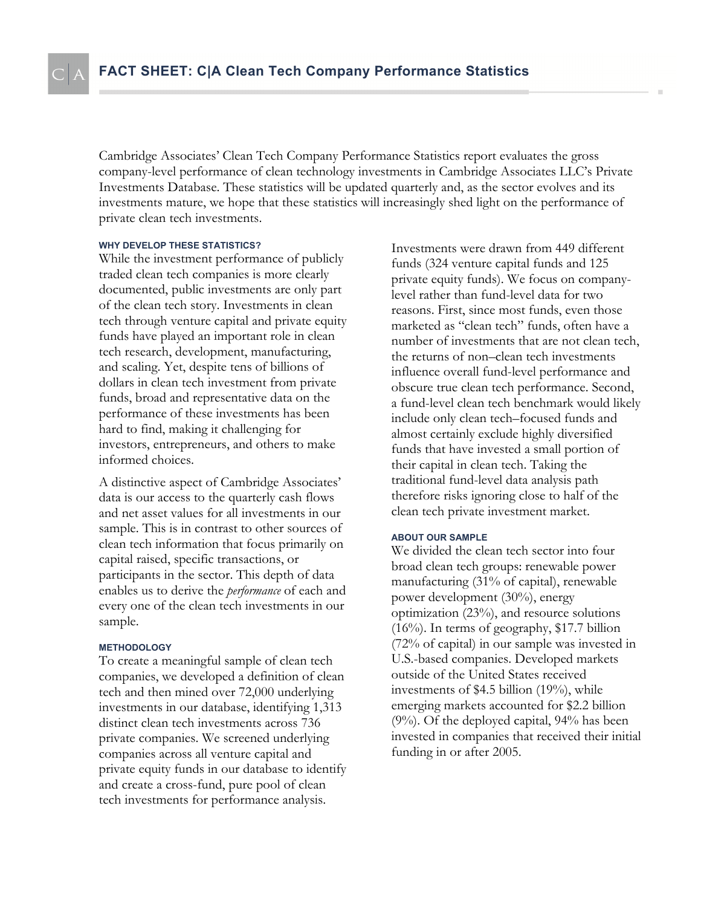# FACT SHEET: C|A Clean Tech Company Performance Statistics

Cambridge Associates' Clean Tech Company Performance Statistics report evaluates the gross company-level performance of clean technology investments in Cambridge Associates LLC's Private Investments Database. These statistics will be updated quarterly and, as the sector evolves and its investments mature, we hope that these statistics will increasingly shed light on the performance of private clean tech investments.

## WHY DEVELOP THESE STATISTICS?

While the investment performance of publicly traded clean tech companies is more clearly documented, public investments are only part of the clean tech story. Investments in clean tech through venture capital and private equity funds have played an important role in clean tech research, development, manufacturing, and scaling. Yet, despite tens of billions of dollars in clean tech investment from private funds, broad and representative data on the performance of these investments has been hard to find, making it challenging for investors, entrepreneurs, and others to make informed choices.

A distinctive aspect of Cambridge Associates' data is our access to the quarterly cash flows and net asset values for all investments in our sample. This is in contrast to other sources of clean tech information that focus primarily on capital raised, specific transactions, or participants in the sector. This depth of data enables us to derive the *performance* of each and every one of the clean tech investments in our sample.

## METHODOLOGY

To create a meaningful sample of clean tech companies, we developed a definition of clean tech and then mined over 72,000 underlying investments in our database, identifying 1,313 distinct clean tech investments across 736 private companies. We screened underlying companies across all venture capital and private equity funds in our database to identify and create a cross-fund, pure pool of clean tech investments for performance analysis.

Investments were drawn from 449 different funds (324 venture capital funds and 125 private equity funds). We focus on company-level rather than fund-level data for two reasons. First, since most funds, even those marketed as "clean tech" funds, often have a number of investments that are not clean tech, the returns of non–clean tech investments influence overall fund-level performance and obscure true clean tech performance. Second, a fund-level clean tech benchmark would likely include only clean tech–focused funds and almost certainly exclude highly diversified funds that have invested a small portion of their capital in clean tech. Taking the traditional fund-level data analysis path therefore risks ignoring close to half of the clean tech private investment market.

## ABOUT OUR SAMPLE

We divided the clean tech sector into four broad clean tech groups: renewable power manufacturing (31% of capital), renewable power development (30%), energy optimization (23%), and resource solutions (16%). In terms of geography, $17.7 billion (72% of capital) in our sample was invested in U.S.-based companies. Developed markets outside of the United States received investments of $4.5 billion (19%), while emerging markets accounted for $2.2 billion (9%). Of the deployed capital, 94% has been invested in companies that received their initial funding in or after 2005.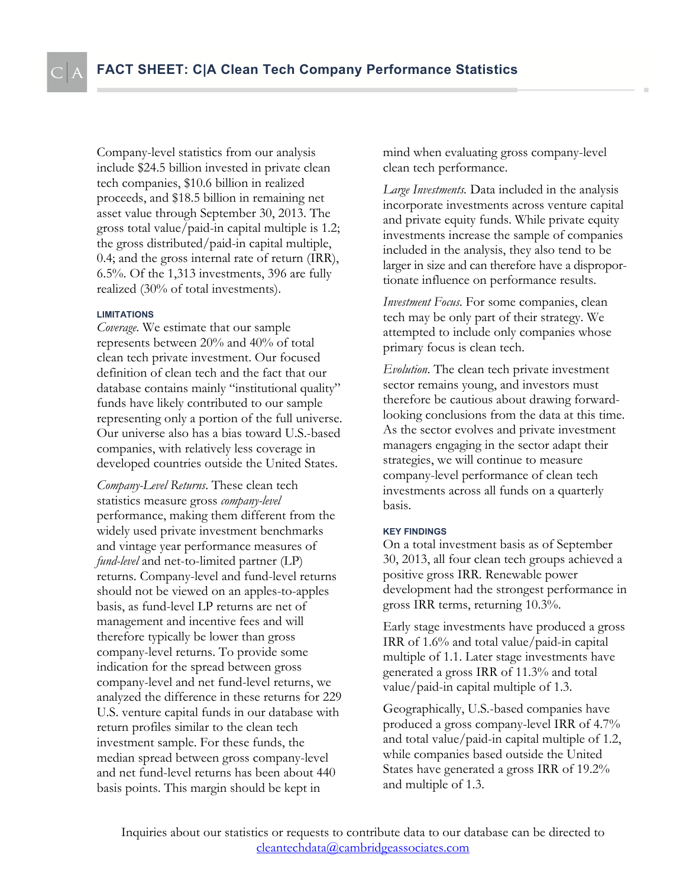# FACT SHEET: C|A Clean Tech Company Performance Statistics

Company-level statistics from our analysis include $24.5 billion invested in private clean tech companies, $10.6 billion in realized proceeds, and $18.5 billion in remaining net asset value through September 30, 2013. The gross total value/paid-in capital multiple is 1.2; the gross distributed/paid-in capital multiple, 0.4; and the gross internal rate of return (IRR), 6.5%. Of the 1,313 investments, 396 are fully realized (30% of total investments).

### LIMITATIONS

*Coverage.* We estimate that our sample represents between 20% and 40% of total clean tech private investment. Our focused definition of clean tech and the fact that our database contains mainly "institutional quality" funds have likely contributed to our sample representing only a portion of the full universe. Our universe also has a bias toward U.S.-based companies, with relatively less coverage in developed countries outside the United States.

*Company-Level Returns.* These clean tech statistics measure gross *company-level* performance, making them different from the widely used private investment benchmarks and vintage year performance measures of *fund-level* and net-to-limited partner (LP) returns. Company-level and fund-level returns should not be viewed on an apples-to-apples basis, as fund-level LP returns are net of management and incentive fees and will therefore typically be lower than gross company-level returns. To provide some indication for the spread between gross company-level and net fund-level returns, we analyzed the difference in these returns for 229 U.S. venture capital funds in our database with return profiles similar to the clean tech investment sample. For these funds, the median spread between gross company-level and net fund-level returns has been about 440 basis points. This margin should be kept in mind when evaluating gross company-level clean tech performance.

*Large Investments.* Data included in the analysis incorporate investments across venture capital and private equity funds. While private equity investments increase the sample of companies included in the analysis, they also tend to be larger in size and can therefore have a disproportionate influence on performance results.

*Investment Focus.* For some companies, clean tech may be only part of their strategy. We attempted to include only companies whose primary focus is clean tech.

*Evolution.* The clean tech private investment sector remains young, and investors must therefore be cautious about drawing forward-looking conclusions from the data at this time. As the sector evolves and private investment managers engaging in the sector adapt their strategies, we will continue to measure company-level performance of clean tech investments across all funds on a quarterly basis.

### KEY FINDINGS

On a total investment basis as of September 30, 2013, all four clean tech groups achieved a positive gross IRR. Renewable power development had the strongest performance in gross IRR terms, returning 10.3%.

Early stage investments have produced a gross IRR of 1.6% and total value/paid-in capital multiple of 1.1. Later stage investments have generated a gross IRR of 11.3% and total value/paid-in capital multiple of 1.3.

Geographically, U.S.-based companies have produced a gross company-level IRR of 4.7% and total value/paid-in capital multiple of 1.2, while companies based outside the United States have generated a gross IRR of 19.2% and multiple of 1.3.

Inquiries about our statistics or requests to contribute data to our database can be directed to cleantechdata@cambridgeassociates.com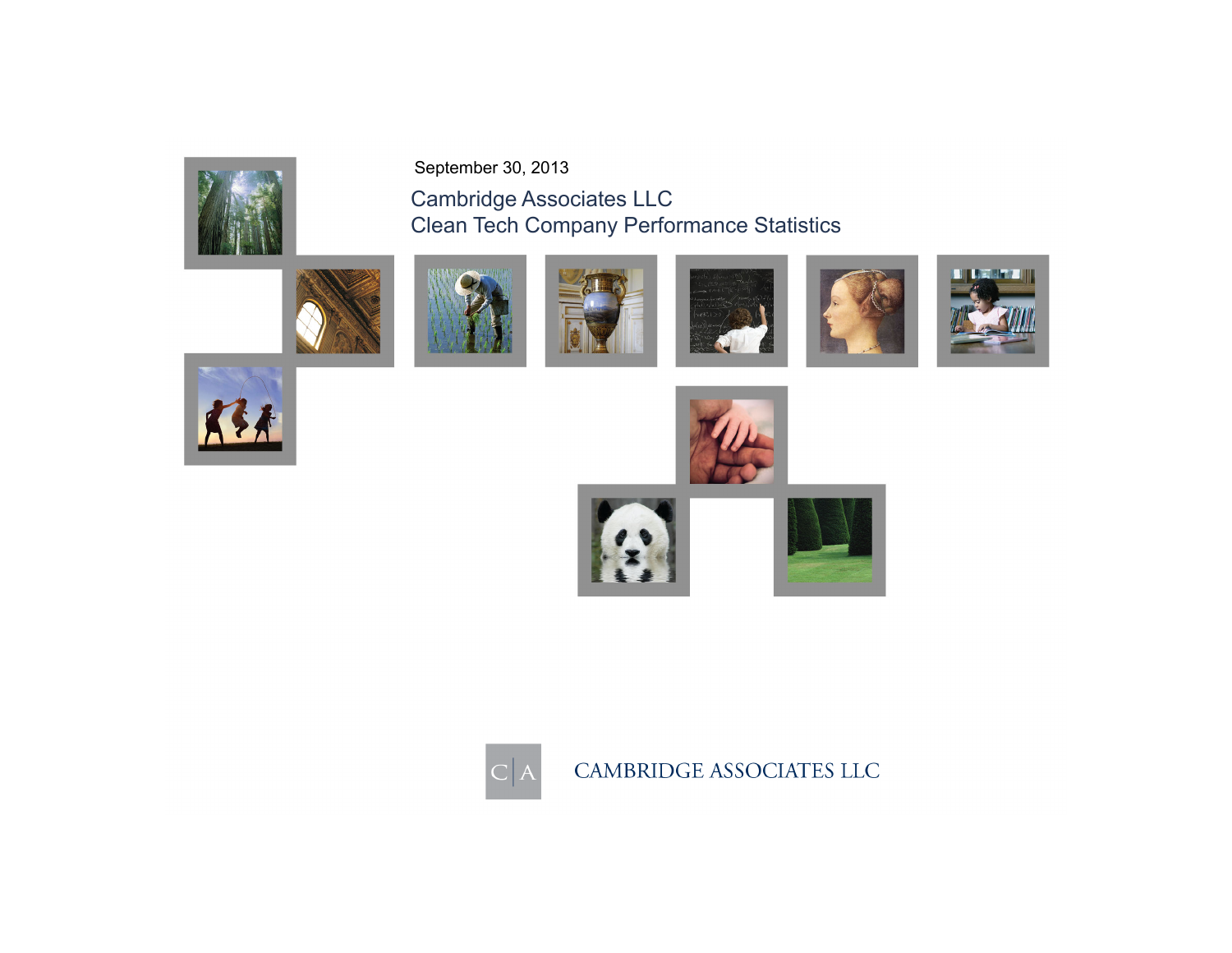September 30, 2013

# Cambridge Associates LLC
# Clean Tech Company Performance Statistics

CAMBRIDGE ASSOCIATES LLC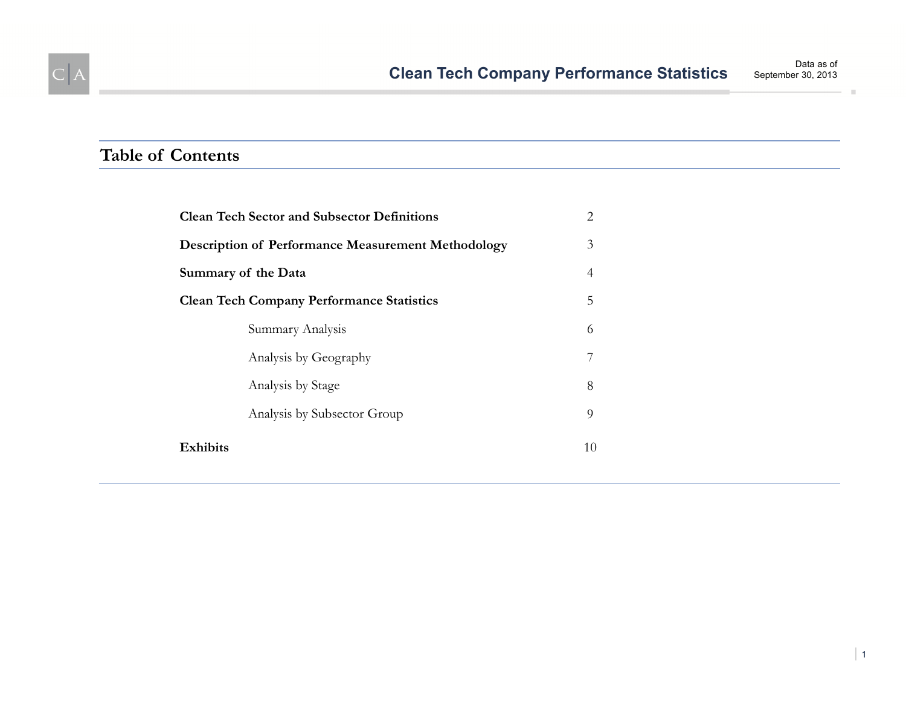## Table of Contents

| | |
|---|---|
| **Clean Tech Sector and Subsector Definitions** | 2 |
| **Description of Performance Measurement Methodology** | 3 |
| **Summary of the Data** | 4 |
| **Clean Tech Company Performance Statistics** | 5 |
| Summary Analysis | 6 |
| Analysis by Geography | 7 |
| Analysis by Stage | 8 |
| Analysis by Subsector Group | 9 |
| **Exhibits** | 10 |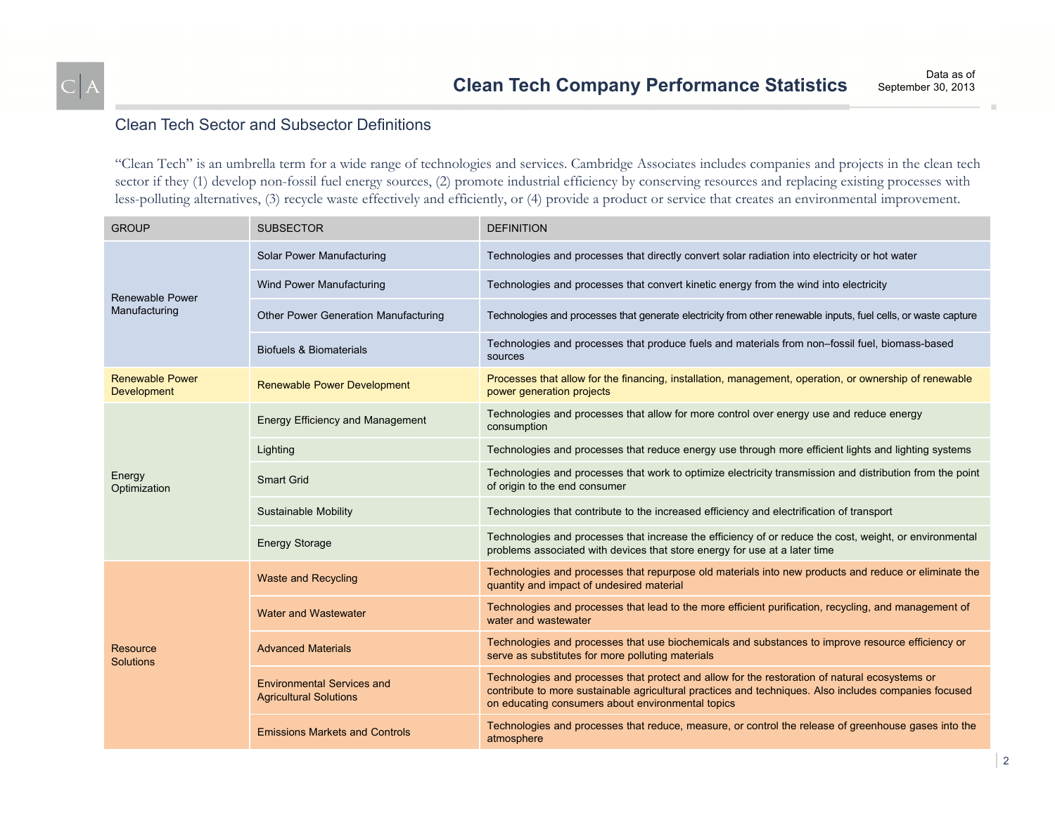# Clean Tech Company Performance Statistics

Data as of September 30, 2013

## Clean Tech Sector and Subsector Definitions

"Clean Tech" is an umbrella term for a wide range of technologies and services. Cambridge Associates includes companies and projects in the clean tech sector if they (1) develop non-fossil fuel energy sources, (2) promote industrial efficiency by conserving resources and replacing existing processes with less-polluting alternatives, (3) recycle waste effectively and efficiently, or (4) provide a product or service that creates an environmental improvement.

| GROUP | SUBSECTOR | DEFINITION |
|---|---|---|
| Renewable Power Manufacturing | Solar Power Manufacturing | Technologies and processes that directly convert solar radiation into electricity or hot water |
| | Wind Power Manufacturing | Technologies and processes that convert kinetic energy from the wind into electricity |
| | Other Power Generation Manufacturing | Technologies and processes that generate electricity from other renewable inputs, fuel cells, or waste capture |
| | Biofuels & Biomaterials | Technologies and processes that produce fuels and materials from non–fossil fuel, biomass-based sources |
| Renewable Power Development | Renewable Power Development | Processes that allow for the financing, installation, management, operation, or ownership of renewable power generation projects |
| Energy Optimization | Energy Efficiency and Management | Technologies and processes that allow for more control over energy use and reduce energy consumption |
| | Lighting | Technologies and processes that reduce energy use through more efficient lights and lighting systems |
| | Smart Grid | Technologies and processes that work to optimize electricity transmission and distribution from the point of origin to the end consumer |
| | Sustainable Mobility | Technologies that contribute to the increased efficiency and electrification of transport |
| | Energy Storage | Technologies and processes that increase the efficiency of or reduce the cost, weight, or environmental problems associated with devices that store energy for use at a later time |
| Resource Solutions | Waste and Recycling | Technologies and processes that repurpose old materials into new products and reduce or eliminate the quantity and impact of undesired material |
| | Water and Wastewater | Technologies and processes that lead to the more efficient purification, recycling, and management of water and wastewater |
| | Advanced Materials | Technologies and processes that use biochemicals and substances to improve resource efficiency or serve as substitutes for more polluting materials |
| | Environmental Services and Agricultural Solutions | Technologies and processes that protect and allow for the restoration of natural ecosystems or contribute to more sustainable agricultural practices and techniques. Also includes companies focused on educating consumers about environmental topics |
| | Emissions Markets and Controls | Technologies and processes that reduce, measure, or control the release of greenhouse gases into the atmosphere |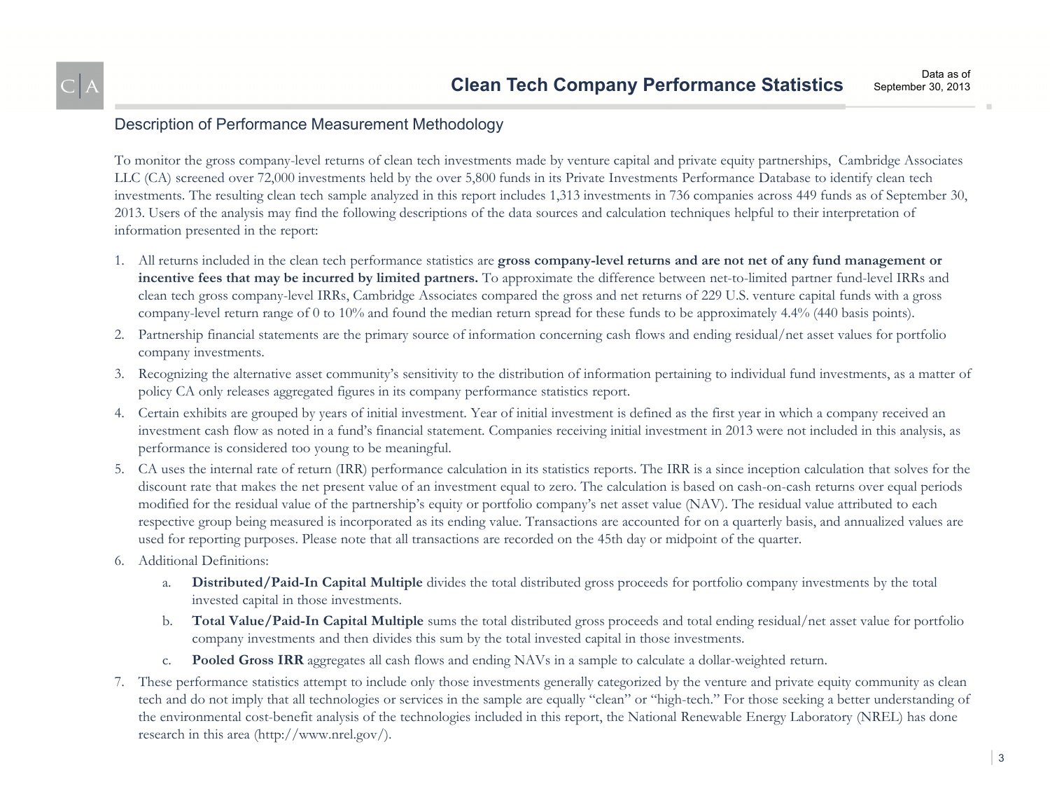# Clean Tech Company Performance Statistics

Data as of September 30, 2013

## Description of Performance Measurement Methodology

To monitor the gross company-level returns of clean tech investments made by venture capital and private equity partnerships, Cambridge Associates LLC (CA) screened over 72,000 investments held by the over 5,800 funds in its Private Investments Performance Database to identify clean tech investments. The resulting clean tech sample analyzed in this report includes 1,313 investments in 736 companies across 449 funds as of September 30, 2013. Users of the analysis may find the following descriptions of the data sources and calculation techniques helpful to their interpretation of information presented in the report:

1. All returns included in the clean tech performance statistics are **gross company-level returns and are not net of any fund management or incentive fees that may be incurred by limited partners.** To approximate the difference between net-to-limited partner fund-level IRRs and clean tech gross company-level IRRs, Cambridge Associates compared the gross and net returns of 229 U.S. venture capital funds with a gross company-level return range of 0 to 10% and found the median return spread for these funds to be approximately 4.4% (440 basis points).
2. Partnership financial statements are the primary source of information concerning cash flows and ending residual/net asset values for portfolio company investments.
3. Recognizing the alternative asset community's sensitivity to the distribution of information pertaining to individual fund investments, as a matter of policy CA only releases aggregated figures in its company performance statistics report.
4. Certain exhibits are grouped by years of initial investment. Year of initial investment is defined as the first year in which a company received an investment cash flow as noted in a fund's financial statement. Companies receiving initial investment in 2013 were not included in this analysis, as performance is considered too young to be meaningful.
5. CA uses the internal rate of return (IRR) performance calculation in its statistics reports. The IRR is a since inception calculation that solves for the discount rate that makes the net present value of an investment equal to zero. The calculation is based on cash-on-cash returns over equal periods modified for the residual value of the partnership's equity or portfolio company's net asset value (NAV). The residual value attributed to each respective group being measured is incorporated as its ending value. Transactions are accounted for on a quarterly basis, and annualized values are used for reporting purposes. Please note that all transactions are recorded on the 45th day or midpoint of the quarter.
6. Additional Definitions:
   a. **Distributed/Paid-In Capital Multiple** divides the total distributed gross proceeds for portfolio company investments by the total invested capital in those investments.
   b. **Total Value/Paid-In Capital Multiple** sums the total distributed gross proceeds and total ending residual/net asset value for portfolio company investments and then divides this sum by the total invested capital in those investments.
   c. **Pooled Gross IRR** aggregates all cash flows and ending NAVs in a sample to calculate a dollar-weighted return.
7. These performance statistics attempt to include only those investments generally categorized by the venture and private equity community as clean tech and do not imply that all technologies or services in the sample are equally "clean" or "high-tech." For those seeking a better understanding of the environmental cost-benefit analysis of the technologies included in this report, the National Renewable Energy Laboratory (NREL) has done research in this area (http://www.nrel.gov/).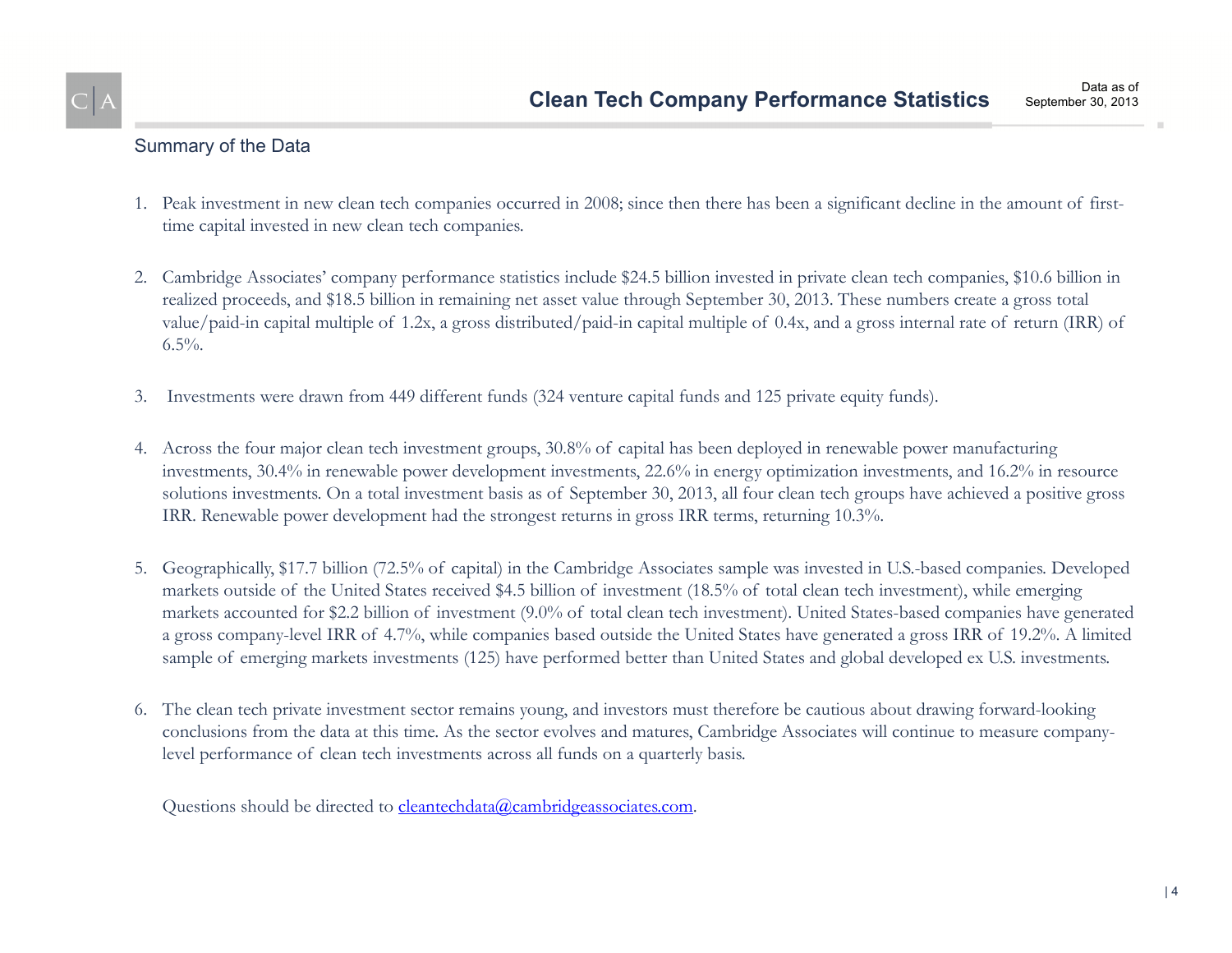# Clean Tech Company Performance Statistics

Data as of September 30, 2013

## Summary of the Data

1. Peak investment in new clean tech companies occurred in 2008; since then there has been a significant decline in the amount of first-time capital invested in new clean tech companies.

2. Cambridge Associates' company performance statistics include $24.5 billion invested in private clean tech companies, $10.6 billion in realized proceeds, and $18.5 billion in remaining net asset value through September 30, 2013. These numbers create a gross total value/paid-in capital multiple of 1.2x, a gross distributed/paid-in capital multiple of 0.4x, and a gross internal rate of return (IRR) of 6.5%.

3. Investments were drawn from 449 different funds (324 venture capital funds and 125 private equity funds).

4. Across the four major clean tech investment groups, 30.8% of capital has been deployed in renewable power manufacturing investments, 30.4% in renewable power development investments, 22.6% in energy optimization investments, and 16.2% in resource solutions investments. On a total investment basis as of September 30, 2013, all four clean tech groups have achieved a positive gross IRR. Renewable power development had the strongest returns in gross IRR terms, returning 10.3%.

5. Geographically, $17.7 billion (72.5% of capital) in the Cambridge Associates sample was invested in U.S.-based companies. Developed markets outside of the United States received $4.5 billion of investment (18.5% of total clean tech investment), while emerging markets accounted for $2.2 billion of investment (9.0% of total clean tech investment). United States-based companies have generated a gross company-level IRR of 4.7%, while companies based outside the United States have generated a gross IRR of 19.2%. A limited sample of emerging markets investments (125) have performed better than United States and global developed ex U.S. investments.

6. The clean tech private investment sector remains young, and investors must therefore be cautious about drawing forward-looking conclusions from the data at this time. As the sector evolves and matures, Cambridge Associates will continue to measure company-level performance of clean tech investments across all funds on a quarterly basis.

Questions should be directed to cleantechdata@cambridgeassociates.com.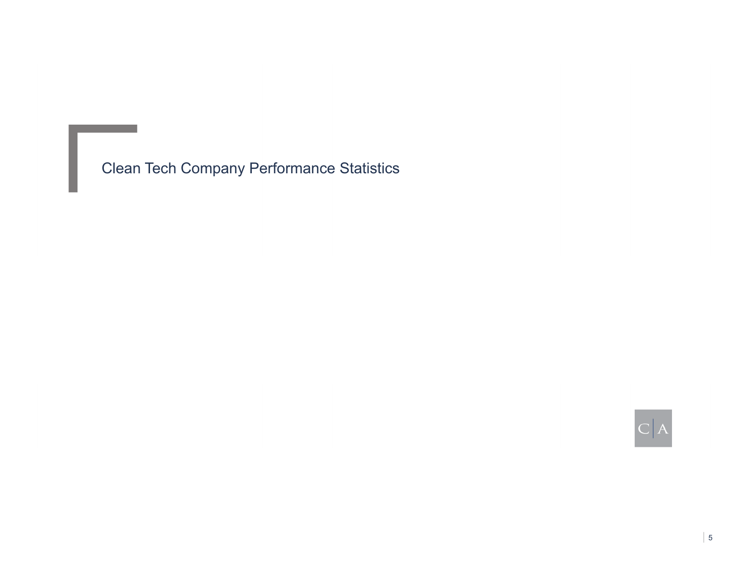# Clean Tech Company Performance Statistics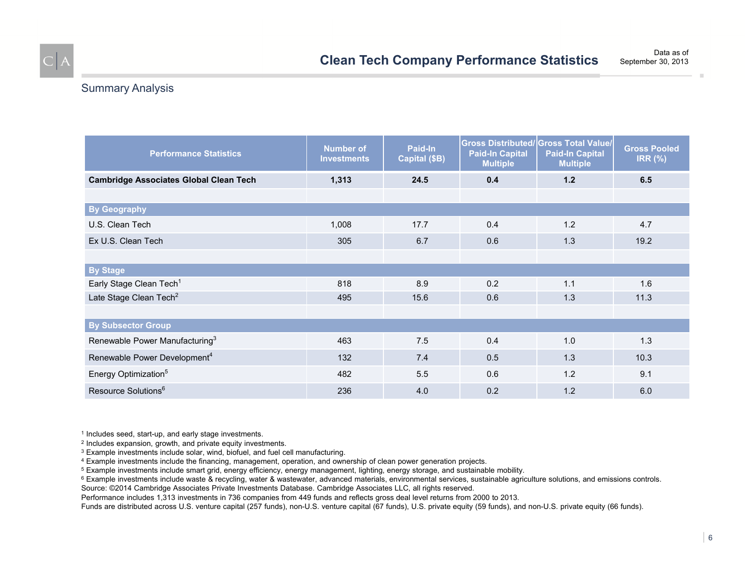# Clean Tech Company Performance Statistics

Data as of September 30, 2013

## Summary Analysis

| Performance Statistics | Number of Investments | Paid-In Capital ($B) | Gross Distributed/ Paid-In Capital Multiple | Gross Total Value/ Paid-In Capital Multiple | Gross Pooled IRR (%) |
|---|---|---|---|---|---|
| **Cambridge Associates Global Clean Tech** | **1,313** | **24.5** | **0.4** | **1.2** | **6.5** |
| | | | | | |
| **By Geography** | | | | | |
| U.S. Clean Tech | 1,008 | 17.7 | 0.4 | 1.2 | 4.7 |
| Ex U.S. Clean Tech | 305 | 6.7 | 0.6 | 1.3 | 19.2 |
| | | | | | |
| **By Stage** | | | | | |
| Early Stage Clean Tech[1] | 818 | 8.9 | 0.2 | 1.1 | 1.6 |
| Late Stage Clean Tech[2] | 495 | 15.6 | 0.6 | 1.3 | 11.3 |
| | | | | | |
| **By Subsector Group** | | | | | |
| Renewable Power Manufacturing[3] | 463 | 7.5 | 0.4 | 1.0 | 1.3 |
| Renewable Power Development[4] | 132 | 7.4 | 0.5 | 1.3 | 10.3 |
| Energy Optimization[5] | 482 | 5.5 | 0.6 | 1.2 | 9.1 |
| Resource Solutions[6] | 236 | 4.0 | 0.2 | 1.2 | 6.0 |

[1] Includes seed, start-up, and early stage investments.
[2] Includes expansion, growth, and private equity investments.
[3] Example investments include solar, wind, biofuel, and fuel cell manufacturing.
[4] Example investments include the financing, management, operation, and ownership of clean power generation projects.
[5] Example investments include smart grid, energy efficiency, energy management, lighting, energy storage, and sustainable mobility.
[6] Example investments include waste & recycling, water & wastewater, advanced materials, environmental services, sustainable agriculture solutions, and emissions controls.
Source: ©2014 Cambridge Associates Private Investments Database. Cambridge Associates LLC, all rights reserved.
Performance includes 1,313 investments in 736 companies from 449 funds and reflects gross deal level returns from 2000 to 2013.
Funds are distributed across U.S. venture capital (257 funds), non-U.S. venture capital (67 funds), U.S. private equity (59 funds), and non-U.S. private equity (66 funds).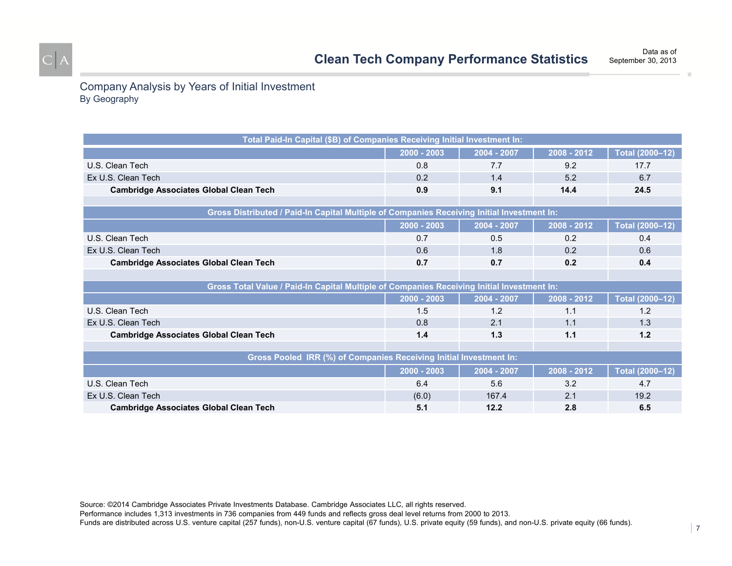# Clean Tech Company Performance Statistics

Data as of September 30, 2013

## Company Analysis by Years of Initial Investment

### By Geography

| Total Paid-In Capital ($B) of Companies Receiving Initial Investment In: | | | | |
|---|---|---|---|---|
| | 2000 - 2003 | 2004 - 2007 | 2008 - 2012 | Total (2000–12) |
| U.S. Clean Tech | 0.8 | 7.7 | 9.2 | 17.7 |
| Ex U.S. Clean Tech | 0.2 | 1.4 | 5.2 | 6.7 |
| **Cambridge Associates Global Clean Tech** | **0.9** | **9.1** | **14.4** | **24.5** |

| Gross Distributed / Paid-In Capital Multiple of Companies Receiving Initial Investment In: | | | | |
|---|---|---|---|---|
| | 2000 - 2003 | 2004 - 2007 | 2008 - 2012 | Total (2000–12) |
| U.S. Clean Tech | 0.7 | 0.5 | 0.2 | 0.4 |
| Ex U.S. Clean Tech | 0.6 | 1.8 | 0.2 | 0.6 |
| **Cambridge Associates Global Clean Tech** | **0.7** | **0.7** | **0.2** | **0.4** |

| Gross Total Value / Paid-In Capital Multiple of Companies Receiving Initial Investment In: | | | | |
|---|---|---|---|---|
| | 2000 - 2003 | 2004 - 2007 | 2008 - 2012 | Total (2000–12) |
| U.S. Clean Tech | 1.5 | 1.2 | 1.1 | 1.2 |
| Ex U.S. Clean Tech | 0.8 | 2.1 | 1.1 | 1.3 |
| **Cambridge Associates Global Clean Tech** | **1.4** | **1.3** | **1.1** | **1.2** |

| Gross Pooled IRR (%) of Companies Receiving Initial Investment In: | | | | |
|---|---|---|---|---|
| | 2000 - 2003 | 2004 - 2007 | 2008 - 2012 | Total (2000–12) |
| U.S. Clean Tech | 6.4 | 5.6 | 3.2 | 4.7 |
| Ex U.S. Clean Tech | (6.0) | 167.4 | 2.1 | 19.2 |
| **Cambridge Associates Global Clean Tech** | **5.1** | **12.2** | **2.8** | **6.5** |

Source: ©2014 Cambridge Associates Private Investments Database. Cambridge Associates LLC, all rights reserved.
Performance includes 1,313 investments in 736 companies from 449 funds and reflects gross deal level returns from 2000 to 2013.
Funds are distributed across U.S. venture capital (257 funds), non-U.S. venture capital (67 funds), U.S. private equity (59 funds), and non-U.S. private equity (66 funds).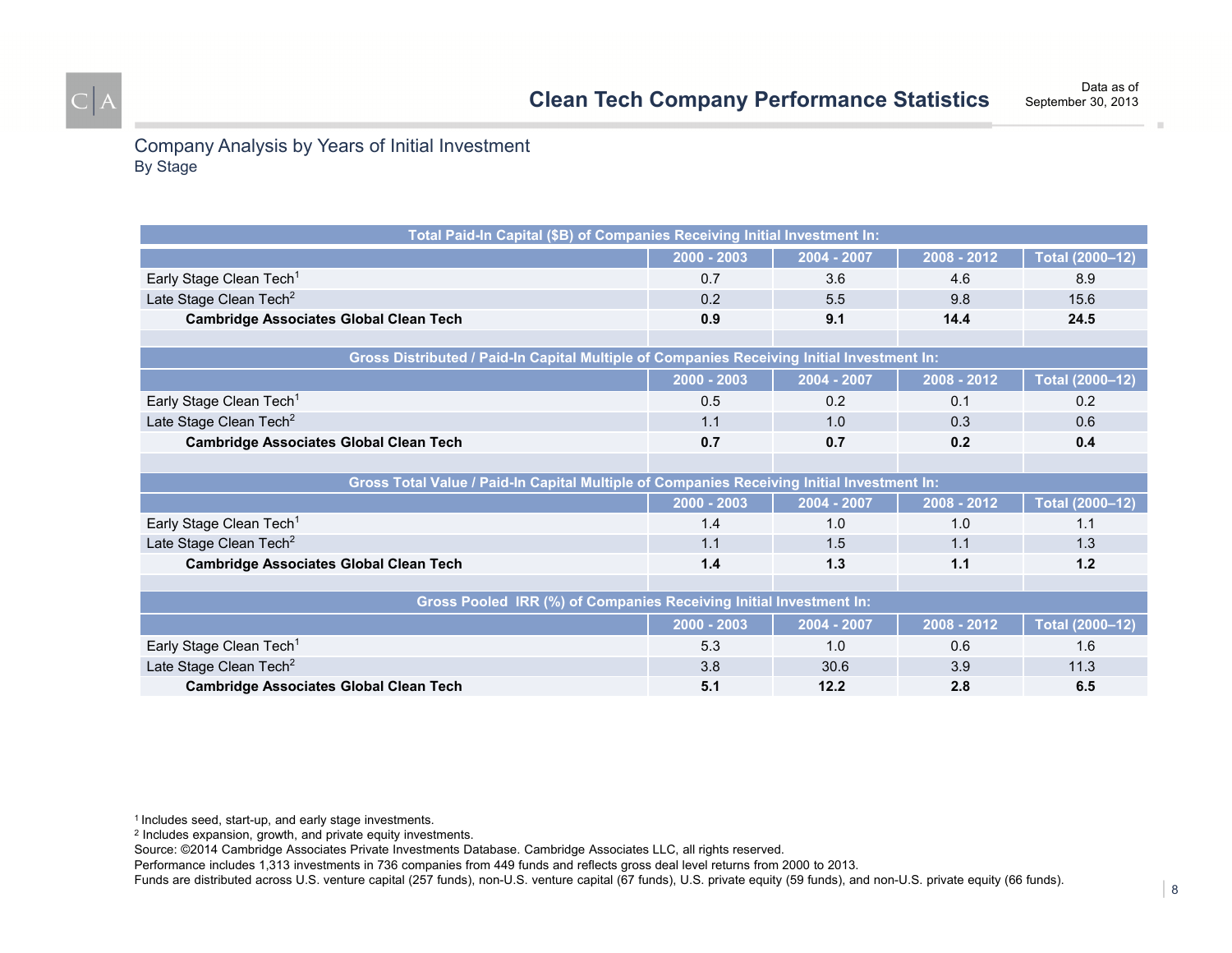# Clean Tech Company Performance Statistics

Data as of September 30, 2013

## Company Analysis by Years of Initial Investment

### By Stage

| Total Paid-In Capital ($B) of Companies Receiving Initial Investment In: | | | | |
|---|---|---|---|---|
| | 2000 - 2003 | 2004 - 2007 | 2008 - 2012 | Total (2000–12) |
| Early Stage Clean Tech[1] | 0.7 | 3.6 | 4.6 | 8.9 |
| Late Stage Clean Tech[2] | 0.2 | 5.5 | 9.8 | 15.6 |
| **Cambridge Associates Global Clean Tech** | **0.9** | **9.1** | **14.4** | **24.5** |
| **Gross Distributed / Paid-In Capital Multiple of Companies Receiving Initial Investment In:** | | | | |
| | 2000 - 2003 | 2004 - 2007 | 2008 - 2012 | Total (2000–12) |
| Early Stage Clean Tech[1] | 0.5 | 0.2 | 0.1 | 0.2 |
| Late Stage Clean Tech[2] | 1.1 | 1.0 | 0.3 | 0.6 |
| **Cambridge Associates Global Clean Tech** | **0.7** | **0.7** | **0.2** | **0.4** |
| **Gross Total Value / Paid-In Capital Multiple of Companies Receiving Initial Investment In:** | | | | |
| | 2000 - 2003 | 2004 - 2007 | 2008 - 2012 | Total (2000–12) |
| Early Stage Clean Tech[1] | 1.4 | 1.0 | 1.0 | 1.1 |
| Late Stage Clean Tech[2] | 1.1 | 1.5 | 1.1 | 1.3 |
| **Cambridge Associates Global Clean Tech** | **1.4** | **1.3** | **1.1** | **1.2** |
| **Gross Pooled IRR (%) of Companies Receiving Initial Investment In:** | | | | |
| | 2000 - 2003 | 2004 - 2007 | 2008 - 2012 | Total (2000–12) |
| Early Stage Clean Tech[1] | 5.3 | 1.0 | 0.6 | 1.6 |
| Late Stage Clean Tech[2] | 3.8 | 30.6 | 3.9 | 11.3 |
| **Cambridge Associates Global Clean Tech** | **5.1** | **12.2** | **2.8** | **6.5** |

[1] Includes seed, start-up, and early stage investments.
[2] Includes expansion, growth, and private equity investments.
Source: ©2014 Cambridge Associates Private Investments Database. Cambridge Associates LLC, all rights reserved.
Performance includes 1,313 investments in 736 companies from 449 funds and reflects gross deal level returns from 2000 to 2013.
Funds are distributed across U.S. venture capital (257 funds), non-U.S. venture capital (67 funds), U.S. private equity (59 funds), and non-U.S. private equity (66 funds).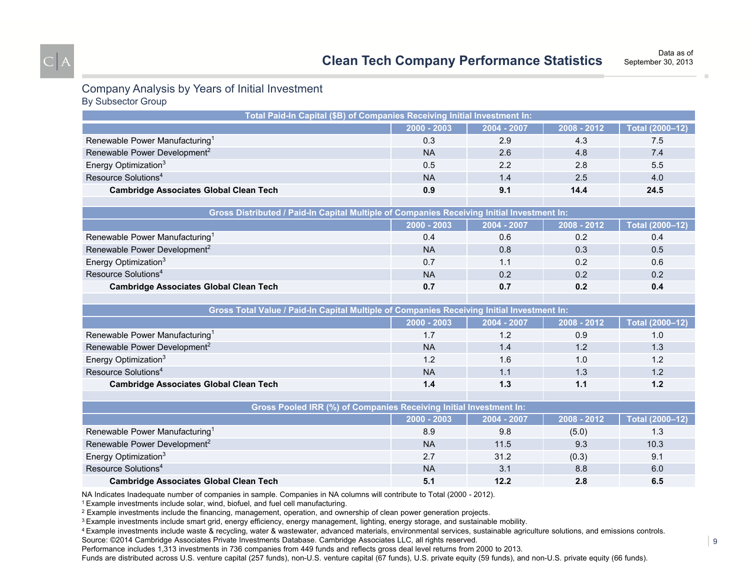# Clean Tech Company Performance Statistics

Data as of September 30, 2013

## Company Analysis by Years of Initial Investment

### By Subsector Group

| Total Paid-In Capital ($B) of Companies Receiving Initial Investment In: | | | | |
|---|---|---|---|---|
| | 2000 - 2003 | 2004 - 2007 | 2008 - 2012 | Total (2000–12) |
| Renewable Power Manufacturing[1] | 0.3 | 2.9 | 4.3 | 7.5 |
| Renewable Power Development[2] | NA | 2.6 | 4.8 | 7.4 |
| Energy Optimization[3] | 0.5 | 2.2 | 2.8 | 5.5 |
| Resource Solutions[4] | NA | 1.4 | 2.5 | 4.0 |
| **Cambridge Associates Global Clean Tech** | **0.9** | **9.1** | **14.4** | **24.5** |

| Gross Distributed / Paid-In Capital Multiple of Companies Receiving Initial Investment In: | | | | |
|---|---|---|---|---|
| | 2000 - 2003 | 2004 - 2007 | 2008 - 2012 | Total (2000–12) |
| Renewable Power Manufacturing[1] | 0.4 | 0.6 | 0.2 | 0.4 |
| Renewable Power Development[2] | NA | 0.8 | 0.3 | 0.5 |
| Energy Optimization[3] | 0.7 | 1.1 | 0.2 | 0.6 |
| Resource Solutions[4] | NA | 0.2 | 0.2 | 0.2 |
| **Cambridge Associates Global Clean Tech** | **0.7** | **0.7** | **0.2** | **0.4** |

| Gross Total Value / Paid-In Capital Multiple of Companies Receiving Initial Investment In: | | | | |
|---|---|---|---|---|
| | 2000 - 2003 | 2004 - 2007 | 2008 - 2012 | Total (2000–12) |
| Renewable Power Manufacturing[1] | 1.7 | 1.2 | 0.9 | 1.0 |
| Renewable Power Development[2] | NA | 1.4 | 1.2 | 1.3 |
| Energy Optimization[3] | 1.2 | 1.6 | 1.0 | 1.2 |
| Resource Solutions[4] | NA | 1.1 | 1.3 | 1.2 |
| **Cambridge Associates Global Clean Tech** | **1.4** | **1.3** | **1.1** | **1.2** |

| Gross Pooled IRR (%) of Companies Receiving Initial Investment In: | | | | |
|---|---|---|---|---|
| | 2000 - 2003 | 2004 - 2007 | 2008 - 2012 | Total (2000–12) |
| Renewable Power Manufacturing[1] | 8.9 | 9.8 | (5.0) | 1.3 |
| Renewable Power Development[2] | NA | 11.5 | 9.3 | 10.3 |
| Energy Optimization[3] | 2.7 | 31.2 | (0.3) | 9.1 |
| Resource Solutions[4] | NA | 3.1 | 8.8 | 6.0 |
| **Cambridge Associates Global Clean Tech** | **5.1** | **12.2** | **2.8** | **6.5** |

NA Indicates Inadequate number of companies in sample. Companies in NA columns will contribute to Total (2000 - 2012).

[1] Example investments include solar, wind, biofuel, and fuel cell manufacturing.

[2] Example investments include the financing, management, operation, and ownership of clean power generation projects.

[3] Example investments include smart grid, energy efficiency, energy management, lighting, energy storage, and sustainable mobility.

[4] Example investments include waste & recycling, water & wastewater, advanced materials, environmental services, sustainable agriculture solutions, and emissions controls.

Source: ©2014 Cambridge Associates Private Investments Database. Cambridge Associates LLC, all rights reserved.

Performance includes 1,313 investments in 736 companies from 449 funds and reflects gross deal level returns from 2000 to 2013.

Funds are distributed across U.S. venture capital (257 funds), non-U.S. venture capital (67 funds), U.S. private equity (59 funds), and non-U.S. private equity (66 funds).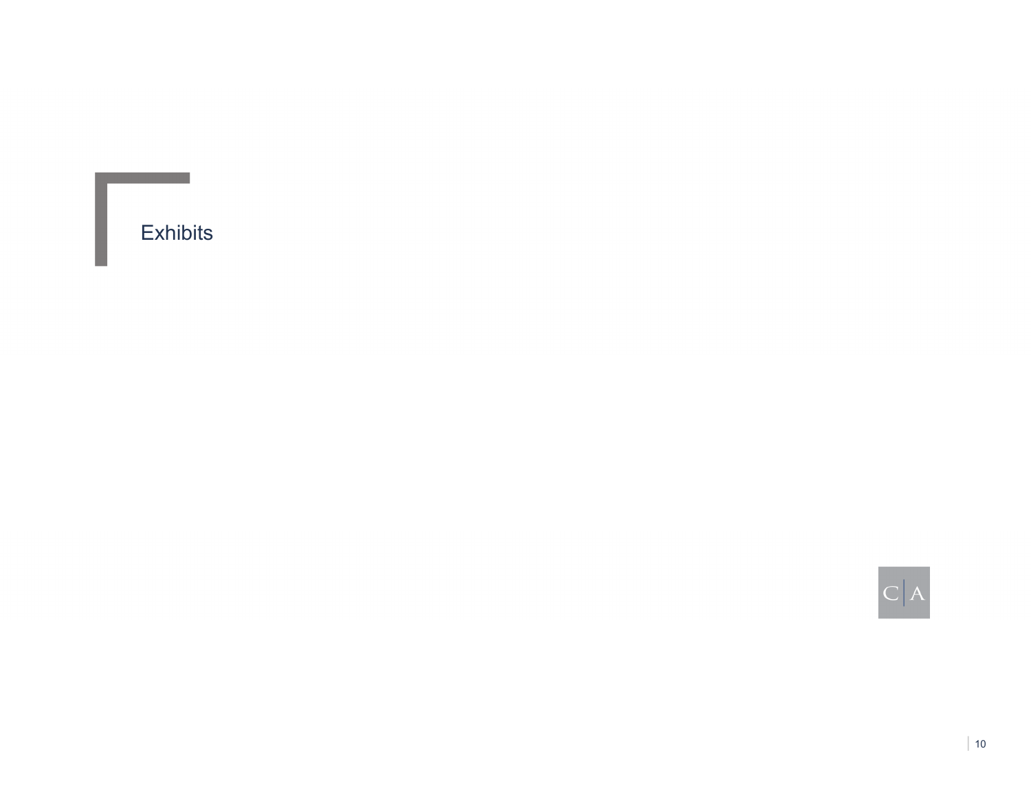# Exhibits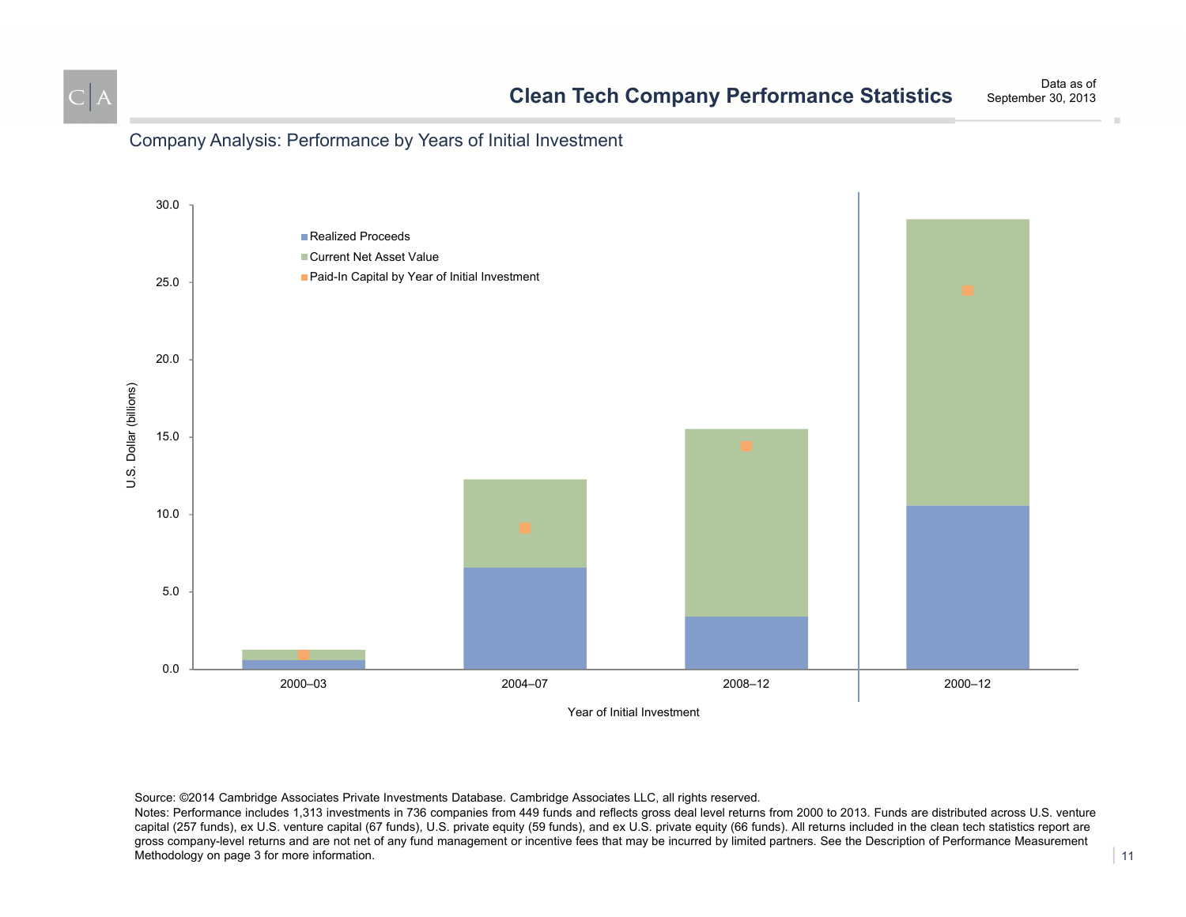# Clean Tech Company Performance Statistics

Data as of
September 30, 2013

## Company Analysis: Performance by Years of Initial Investment

Source: ©2014 Cambridge Associates Private Investments Database. Cambridge Associates LLC, all rights reserved.

Notes: Performance includes 1,313 investments in 736 companies from 449 funds and reflects gross deal level returns from 2000 to 2013. Funds are distributed across U.S. venture capital (257 funds), ex U.S. venture capital (67 funds), U.S. private equity (59 funds), and ex U.S. private equity (66 funds). All returns included in the clean tech statistics report are gross company-level returns and are not net of any fund management or incentive fees that may be incurred by limited partners. See the Description of Performance Measurement Methodology on page 3 for more information.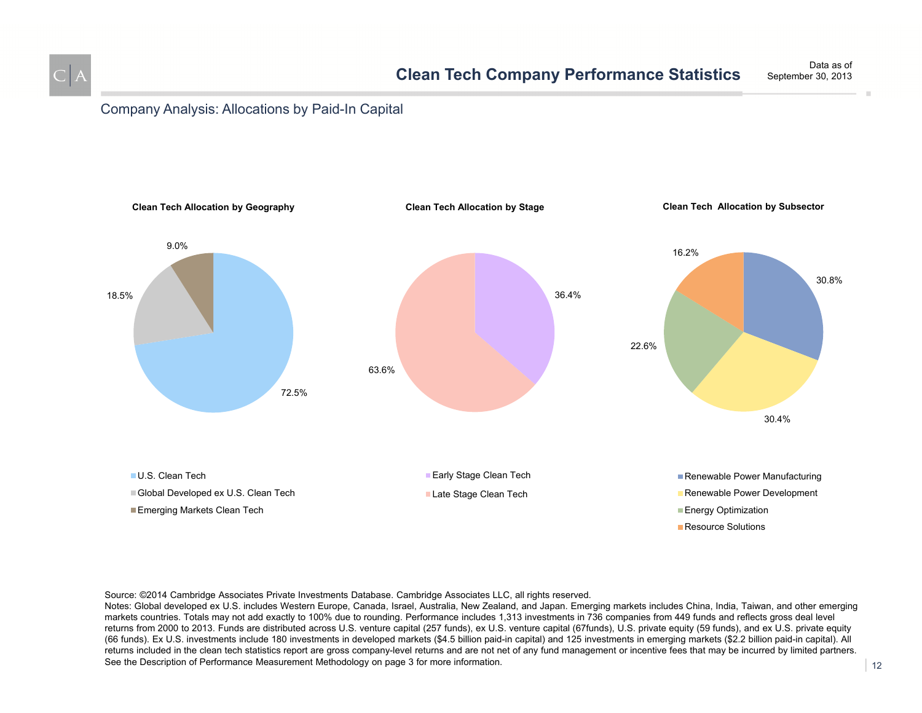# Clean Tech Company Performance Statistics

Data as of
September 30, 2013

## Company Analysis: Allocations by Paid-In Capital

### Clean Tech Allocation by Geography

| Category | Allocation |
| --- | --- |
| U.S. Clean Tech | 72.5% |
| Global Developed ex U.S. Clean Tech | 18.5% |
| Emerging Markets Clean Tech | 9.0% |

### Clean Tech Allocation by Stage

| Category | Allocation |
| --- | --- |
| Early Stage Clean Tech | 36.4% |
| Late Stage Clean Tech | 63.6% |

### Clean Tech Allocation by Subsector

| Category | Allocation |
| --- | --- |
| Renewable Power Manufacturing | 30.8% |
| Renewable Power Development | 30.4% |
| Energy Optimization | 22.6% |
| Resource Solutions | 16.2% |

Source: ©2014 Cambridge Associates Private Investments Database. Cambridge Associates LLC, all rights reserved.
Notes: Global developed ex U.S. includes Western Europe, Canada, Israel, Australia, New Zealand, and Japan. Emerging markets includes China, India, Taiwan, and other emerging markets countries. Totals may not add exactly to 100% due to rounding. Performance includes 1,313 investments in 736 companies from 449 funds and reflects gross deal level returns from 2000 to 2013. Funds are distributed across U.S. venture capital (257 funds), ex U.S. venture capital (67funds), U.S. private equity (59 funds), and ex U.S. private equity (66 funds). Ex U.S. investments include 180 investments in developed markets ($4.5 billion paid-in capital) and 125 investments in emerging markets ($2.2 billion paid-in capital). All returns included in the clean tech statistics report are gross company-level returns and are not net of any fund management or incentive fees that may be incurred by limited partners. See the Description of Performance Measurement Methodology on page 3 for more information.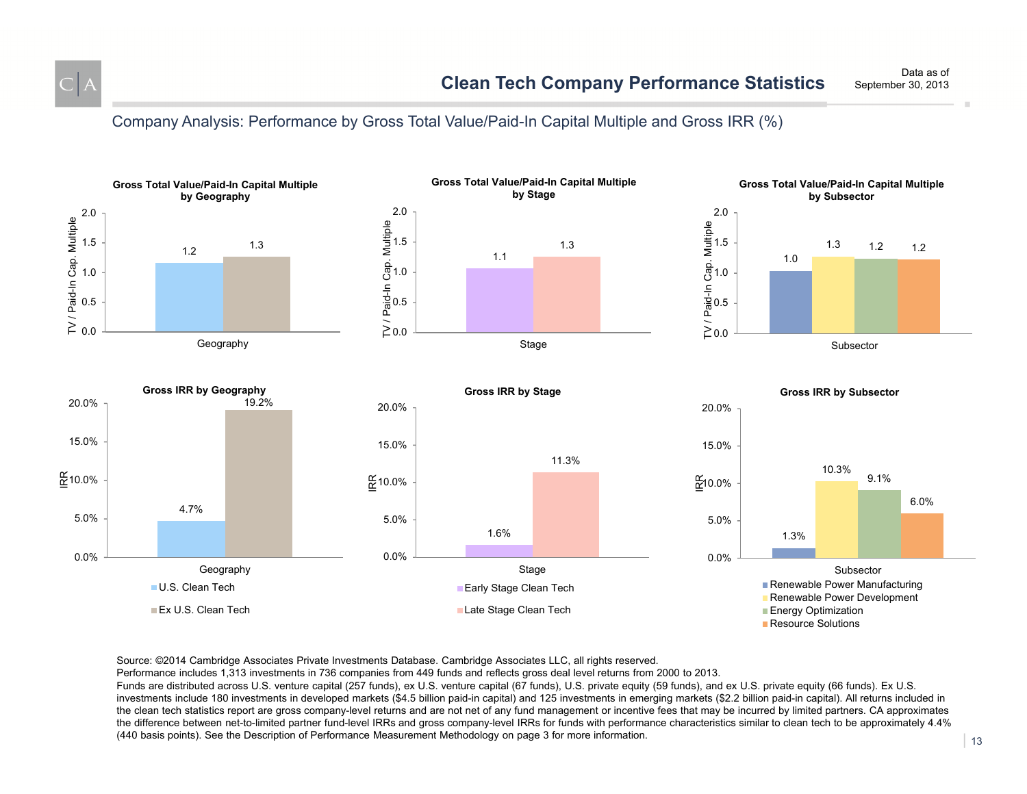# Clean Tech Company Performance Statistics

Data as of September 30, 2013

## Company Analysis: Performance by Gross Total Value/Paid-In Capital Multiple and Gross IRR (%)

### Gross Total Value/Paid-In Capital Multiple by Geography

| Geography | TV / Paid-In Cap. Multiple |
| --- | --- |
| U.S. Clean Tech | 1.2 |
| Ex U.S. Clean Tech | 1.3 |

### Gross Total Value/Paid-In Capital Multiple by Stage

| Stage | TV / Paid-In Cap. Multiple |
| --- | --- |
| Early Stage Clean Tech | 1.1 |
| Late Stage Clean Tech | 1.3 |

### Gross Total Value/Paid-In Capital Multiple by Subsector

| Subsector | TV / Paid-In Cap. Multiple |
| --- | --- |
| Renewable Power Manufacturing | 1.0 |
| Renewable Power Development | 1.3 |
| Energy Optimization | 1.2 |
| Resource Solutions | 1.2 |

### Gross IRR by Geography

| Geography | IRR |
| --- | --- |
| U.S. Clean Tech | 4.7% |
| Ex U.S. Clean Tech | 19.2% |

### Gross IRR by Stage

| Stage | IRR |
| --- | --- |
| Early Stage Clean Tech | 1.6% |
| Late Stage Clean Tech | 11.3% |

### Gross IRR by Subsector

| Subsector | IRR |
| --- | --- |
| Renewable Power Manufacturing | 1.3% |
| Renewable Power Development | 10.3% |
| Energy Optimization | 9.1% |
| Resource Solutions | 6.0% |

Source: ©2014 Cambridge Associates Private Investments Database. Cambridge Associates LLC, all rights reserved.
Performance includes 1,313 investments in 736 companies from 449 funds and reflects gross deal level returns from 2000 to 2013.
Funds are distributed across U.S. venture capital (257 funds), ex U.S. venture capital (67 funds), U.S. private equity (59 funds), and ex U.S. private equity (66 funds). Ex U.S. investments include 180 investments in developed markets ($4.5 billion paid-in capital) and 125 investments in emerging markets ($2.2 billion paid-in capital). All returns included in the clean tech statistics report are gross company-level returns and are not net of any fund management or incentive fees that may be incurred by limited partners. CA approximates the difference between net-to-limited partner fund-level IRRs and gross company-level IRRs for funds with performance characteristics similar to clean tech to be approximately 4.4% (440 basis points). See the Description of Performance Measurement Methodology on page 3 for more information.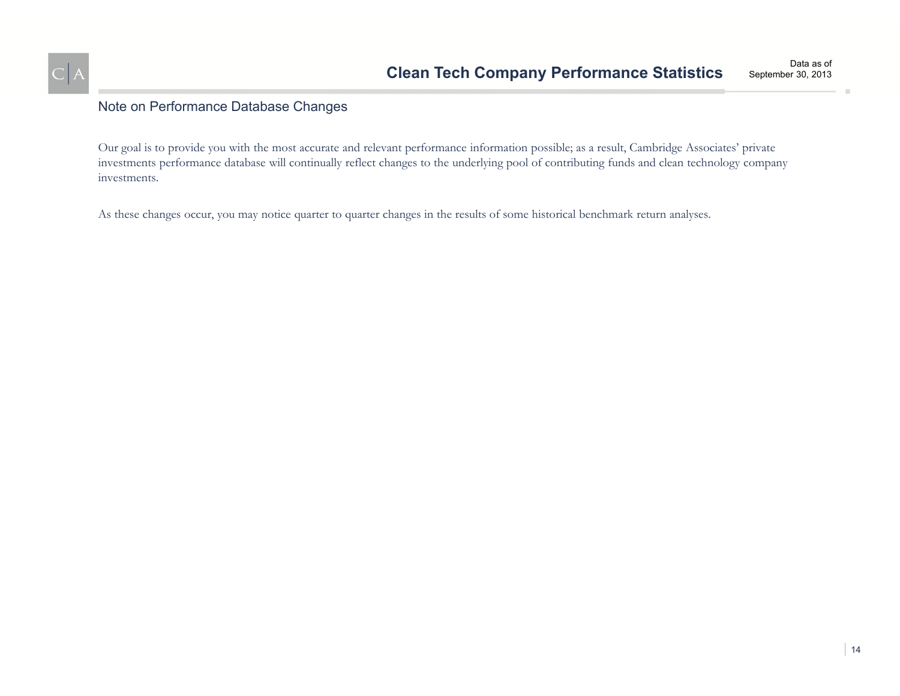# Clean Tech Company Performance Statistics

Data as of September 30, 2013

## Note on Performance Database Changes

Our goal is to provide you with the most accurate and relevant performance information possible; as a result, Cambridge Associates' private investments performance database will continually reflect changes to the underlying pool of contributing funds and clean technology company investments.

As these changes occur, you may notice quarter to quarter changes in the results of some historical benchmark return analyses.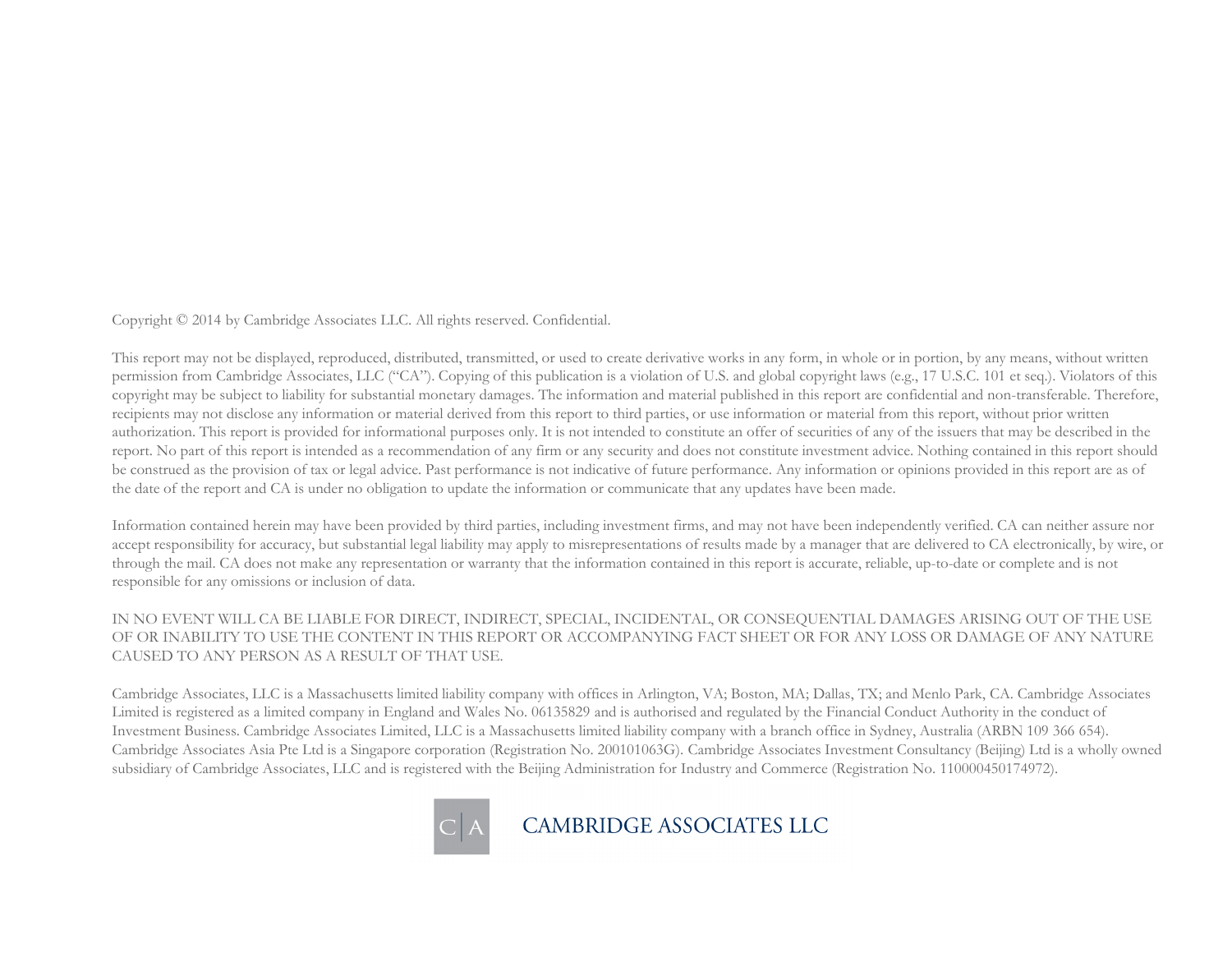Copyright © 2014 by Cambridge Associates LLC. All rights reserved. Confidential.

This report may not be displayed, reproduced, distributed, transmitted, or used to create derivative works in any form, in whole or in portion, by any means, without written permission from Cambridge Associates, LLC ("CA"). Copying of this publication is a violation of U.S. and global copyright laws (e.g., 17 U.S.C. 101 et seq.). Violators of this copyright may be subject to liability for substantial monetary damages. The information and material published in this report are confidential and non-transferable. Therefore, recipients may not disclose any information or material derived from this report to third parties, or use information or material from this report, without prior written authorization. This report is provided for informational purposes only. It is not intended to constitute an offer of securities of any of the issuers that may be described in the report. No part of this report is intended as a recommendation of any firm or any security and does not constitute investment advice. Nothing contained in this report should be construed as the provision of tax or legal advice. Past performance is not indicative of future performance. Any information or opinions provided in this report are as of the date of the report and CA is under no obligation to update the information or communicate that any updates have been made.

Information contained herein may have been provided by third parties, including investment firms, and may not have been independently verified. CA can neither assure nor accept responsibility for accuracy, but substantial legal liability may apply to misrepresentations of results made by a manager that are delivered to CA electronically, by wire, or through the mail. CA does not make any representation or warranty that the information contained in this report is accurate, reliable, up-to-date or complete and is not responsible for any omissions or inclusion of data.

IN NO EVENT WILL CA BE LIABLE FOR DIRECT, INDIRECT, SPECIAL, INCIDENTAL, OR CONSEQUENTIAL DAMAGES ARISING OUT OF THE USE OF OR INABILITY TO USE THE CONTENT IN THIS REPORT OR ACCOMPANYING FACT SHEET OR FOR ANY LOSS OR DAMAGE OF ANY NATURE CAUSED TO ANY PERSON AS A RESULT OF THAT USE.

Cambridge Associates, LLC is a Massachusetts limited liability company with offices in Arlington, VA; Boston, MA; Dallas, TX; and Menlo Park, CA. Cambridge Associates Limited is registered as a limited company in England and Wales No. 06135829 and is authorised and regulated by the Financial Conduct Authority in the conduct of Investment Business. Cambridge Associates Limited, LLC is a Massachusetts limited liability company with a branch office in Sydney, Australia (ARBN 109 366 654). Cambridge Associates Asia Pte Ltd is a Singapore corporation (Registration No. 200101063G). Cambridge Associates Investment Consultancy (Beijing) Ltd is a wholly owned subsidiary of Cambridge Associates, LLC and is registered with the Beijing Administration for Industry and Commerce (Registration No. 110000450174972).

C|A CAMBRIDGE ASSOCIATES LLC